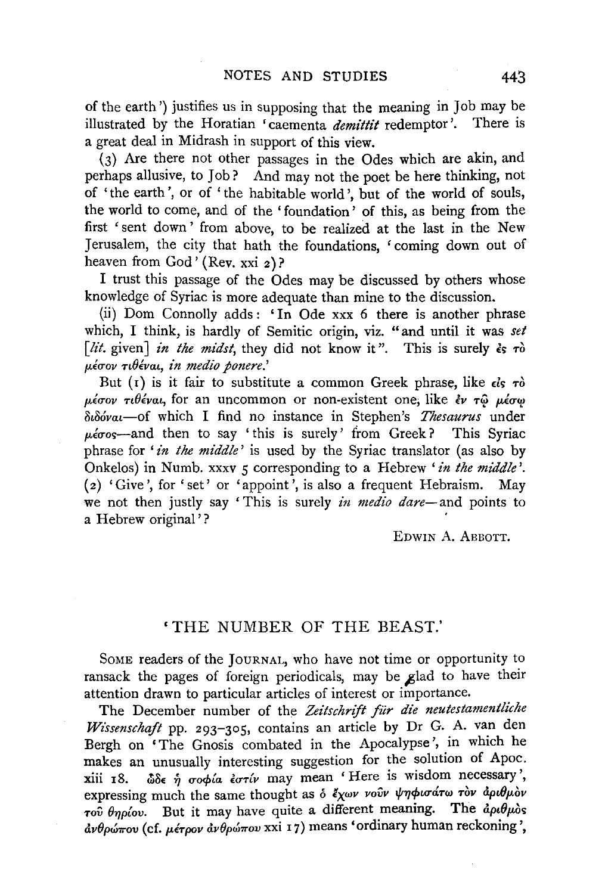of the earth') justifies us in supposing that the meaning in Job may be illustrated by the Horatian 'caementa *demittit* redemptor'. There is a great deal in Midrash in support of this view.

(3) Are there not other passages in the Odes which are akin, and perhaps allusive, to Job? And may not the poet be here thinking, not of 'the earth', or of 'the habitable world', but of the world of souls, the world to come, and of the 'foundation' of this, as being from the first 'sent down' from above, to be realized at the last in the New Jerusalem, the city that hath the foundations, 'coming down out of heaven from God' (Rev. xxi 2)?

I trust this passage of the Odes may be discussed by others whose knowledge of Syriac is more adequate than mine to the discussion.

(ii) Dom Connolly adds: 'In Ode xxx 6 there is another phrase which, I think, is hardly of Semitic origin, viz. "and until it was *set* [*lit.* given] *in the midst*, they did not know it". This is surely ἐς τὸ μέσον τιθέναι, *in medio ponere*.'

But (1) is it fair to substitute a common Greek phrase, like εἰς τὸ μέσον τιθέναι, for an uncommon or non-existent one, like ἐν τῷ μέσῳ διδόναι—of which I find no instance in Stephen's *Thesaurus* under μέσος—and then to say 'this is surely' from Greek? This Syriac phrase for '*in the middle*' is used by the Syriac translator (as also by Onkelos) in Numb. xxxv 5 corresponding to a Hebrew '*in the middle*'. (2) 'Give', for 'set' or 'appoint', is also a frequent Hebraism. May we not then justly say 'This is surely *in medio dare*—and points to a Hebrew original'?

EDWIN A. ABBOTT.

## 'THE NUMBER OF THE BEAST.'

SOME readers of the JOURNAL, who have not time or opportunity to ransack the pages of foreign periodicals, may be glad to have their attention drawn to particular articles of interest or importance.

The December number of the *Zeitschrift für die neutestamentliche Wissenschaft* pp. 293–305, contains an article by Dr G. A. van den Bergh on 'The Gnosis combated in the Apocalypse', in which he makes an unusually interesting suggestion for the solution of Apoc. xiii 18. ὧδε ἡ σοφία ἐστίν may mean 'Here is wisdom necessary', expressing much the same thought as ὁ ἔχων νοῦν ψηφισάτω τὸν ἀριθμὸν τοῦ θηρίου. But it may have quite a different meaning. The ἀριθμὸς ἀνθρώπου (cf. μέτρον ἀνθρώπου xxi 17) means 'ordinary human reckoning',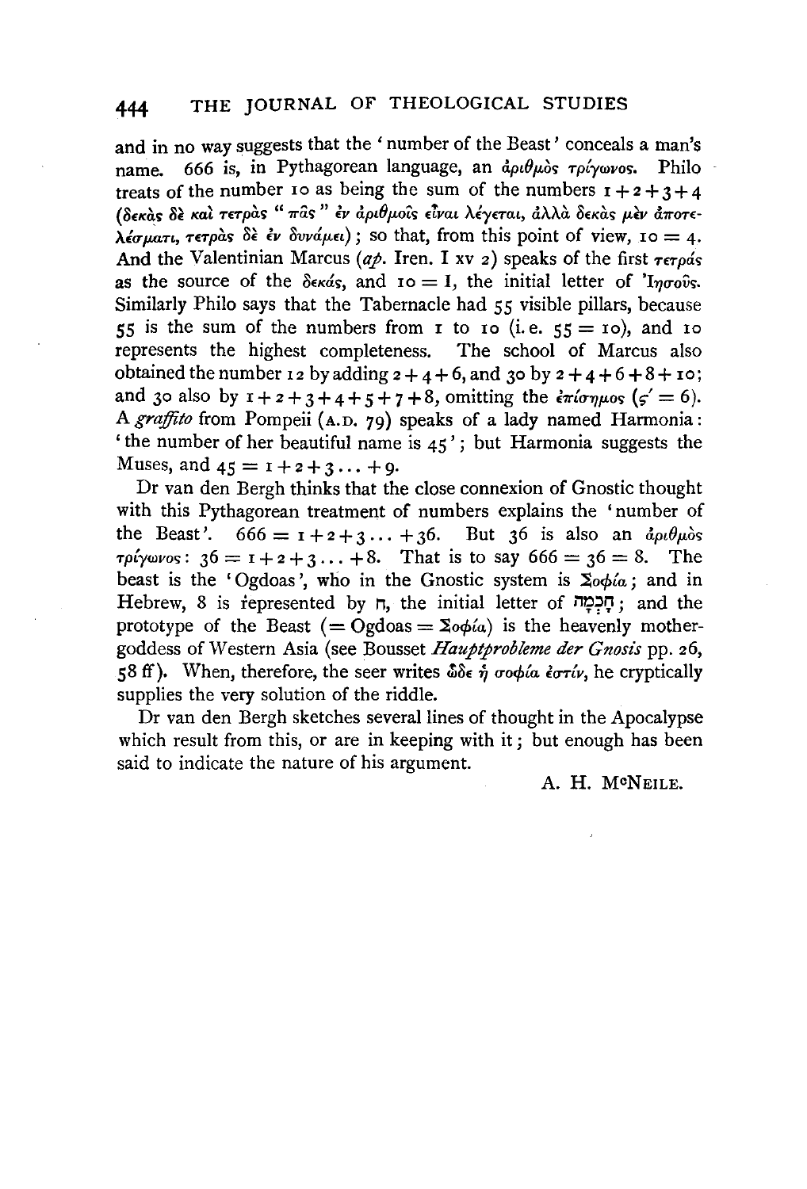and in no way suggests that the 'number of the Beast' conceals a man's name. 666 is, in Pythagorean language, an ἀριθμὸς τρίγωνος. Philo treats of the number 10 as being the sum of the numbers $1+2+3+4$ (δεκὰς δὲ καὶ τετρὰς "πᾶς" ἐν ἀριθμοῖς εἶναι λέγεται, ἀλλὰ δεκὰς μὲν ἀποτελέσματι, τετρὰς δὲ ἐν δυνάμει); so that, from this point of view, $10 = 4$. And the Valentinian Marcus (*ap.* Iren. I xv 2) speaks of the first τετράς as the source of the δεκάς, and $10 = \text{I}$, the initial letter of Ἰησοῦς. Similarly Philo says that the Tabernacle had 55 visible pillars, because 55 is the sum of the numbers from 1 to 10 (i.e. $55 = 10$), and 10 represents the highest completeness. The school of Marcus also obtained the number 12 by adding $2+4+6$, and 30 by $2+4+6+8+10$; and 30 also by $1+2+3+4+5+7+8$, omitting the ἐπίσημος (ϛʹ $= 6$). A *graffito* from Pompeii (A.D. 79) speaks of a lady named Harmonia: 'the number of her beautiful name is 45'; but Harmonia suggests the Muses, and $45 = 1+2+3 \ldots +9$.

Dr van den Bergh thinks that the close connexion of Gnostic thought with this Pythagorean treatment of numbers explains the 'number of the Beast'. $666 = 1+2+3 \ldots +36$. But 36 is also an ἀριθμὸς τρίγωνος: $36 = 1+2+3 \ldots +8$. That is to say $666 = 36 = 8$. The beast is the 'Ogdoas', who in the Gnostic system is Σοφία; and in Hebrew, 8 is represented by ח, the initial letter of חָכְמָה; and the prototype of the Beast (= Ogdoas = Σοφία) is the heavenly mother-goddess of Western Asia (see Bousset *Hauptprobleme der Gnosis* pp. 26, 58 ff). When, therefore, the seer writes ὧδε ἡ σοφία ἐστίν, he cryptically supplies the very solution of the riddle.

Dr van den Bergh sketches several lines of thought in the Apocalypse which result from this, or are in keeping with it; but enough has been said to indicate the nature of his argument.

A. H. McNEILE.